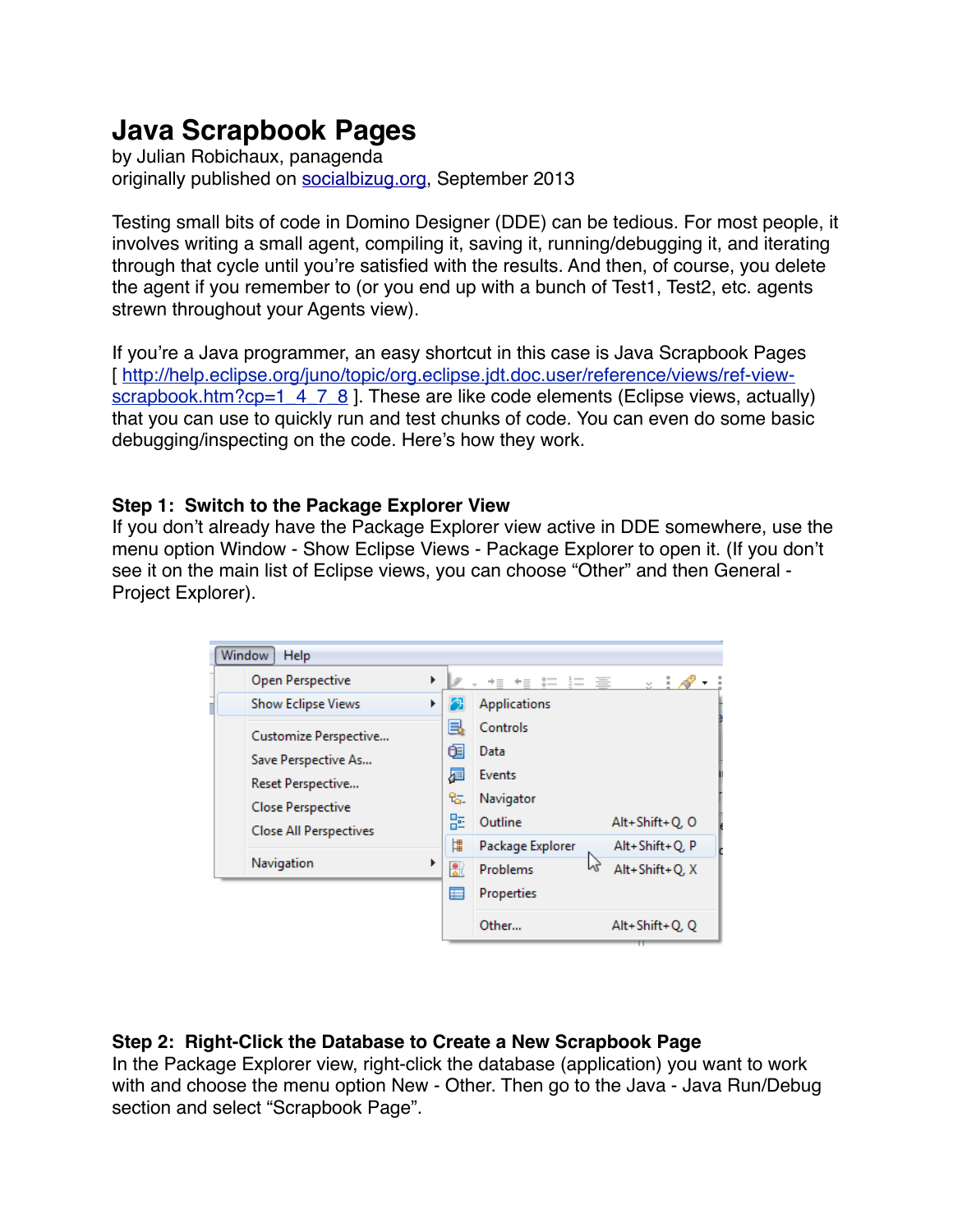# Java Scrapbook Pages

by Julian Robichaux, panagenda
originally published on socialbizug.org, September 2013

Testing small bits of code in Domino Designer (DDE) can be tedious. For most people, it involves writing a small agent, compiling it, saving it, running/debugging it, and iterating through that cycle until you're satisfied with the results. And then, of course, you delete the agent if you remember to (or you end up with a bunch of Test1, Test2, etc. agents strewn throughout your Agents view).

If you're a Java programmer, an easy shortcut in this case is Java Scrapbook Pages [ http://help.eclipse.org/juno/topic/org.eclipse.jdt.doc.user/reference/views/ref-view-scrapbook.htm?cp=1_4_7_8 ]. These are like code elements (Eclipse views, actually) that you can use to quickly run and test chunks of code. You can even do some basic debugging/inspecting on the code. Here's how they work.

### Step 1: Switch to the Package Explorer View

If you don't already have the Package Explorer view active in DDE somewhere, use the menu option Window - Show Eclipse Views - Package Explorer to open it. (If you don't see it on the main list of Eclipse views, you can choose "Other" and then General - Project Explorer).

### Step 2: Right-Click the Database to Create a New Scrapbook Page

In the Package Explorer view, right-click the database (application) you want to work with and choose the menu option New - Other. Then go to the Java - Java Run/Debug section and select "Scrapbook Page".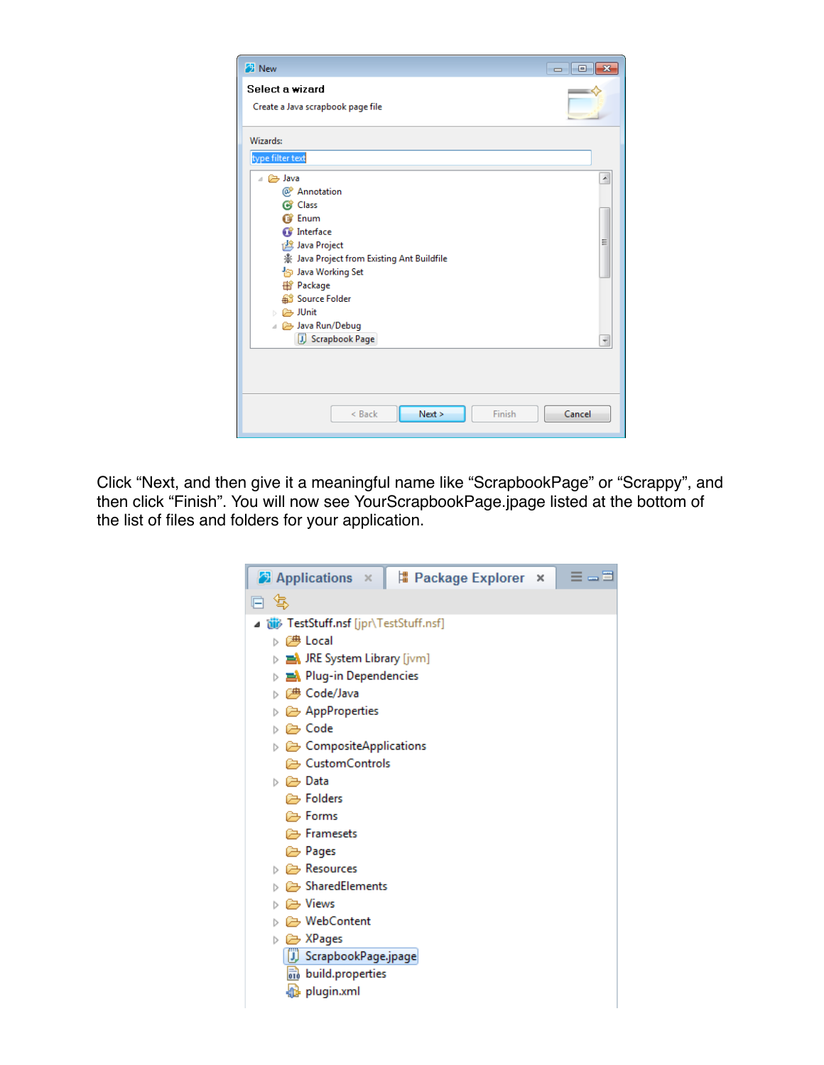Click “Next, and then give it a meaningful name like “ScrapbookPage” or “Scrappy”, and then click “Finish”. You will now see YourScrapbookPage.jpage listed at the bottom of the list of files and folders for your application.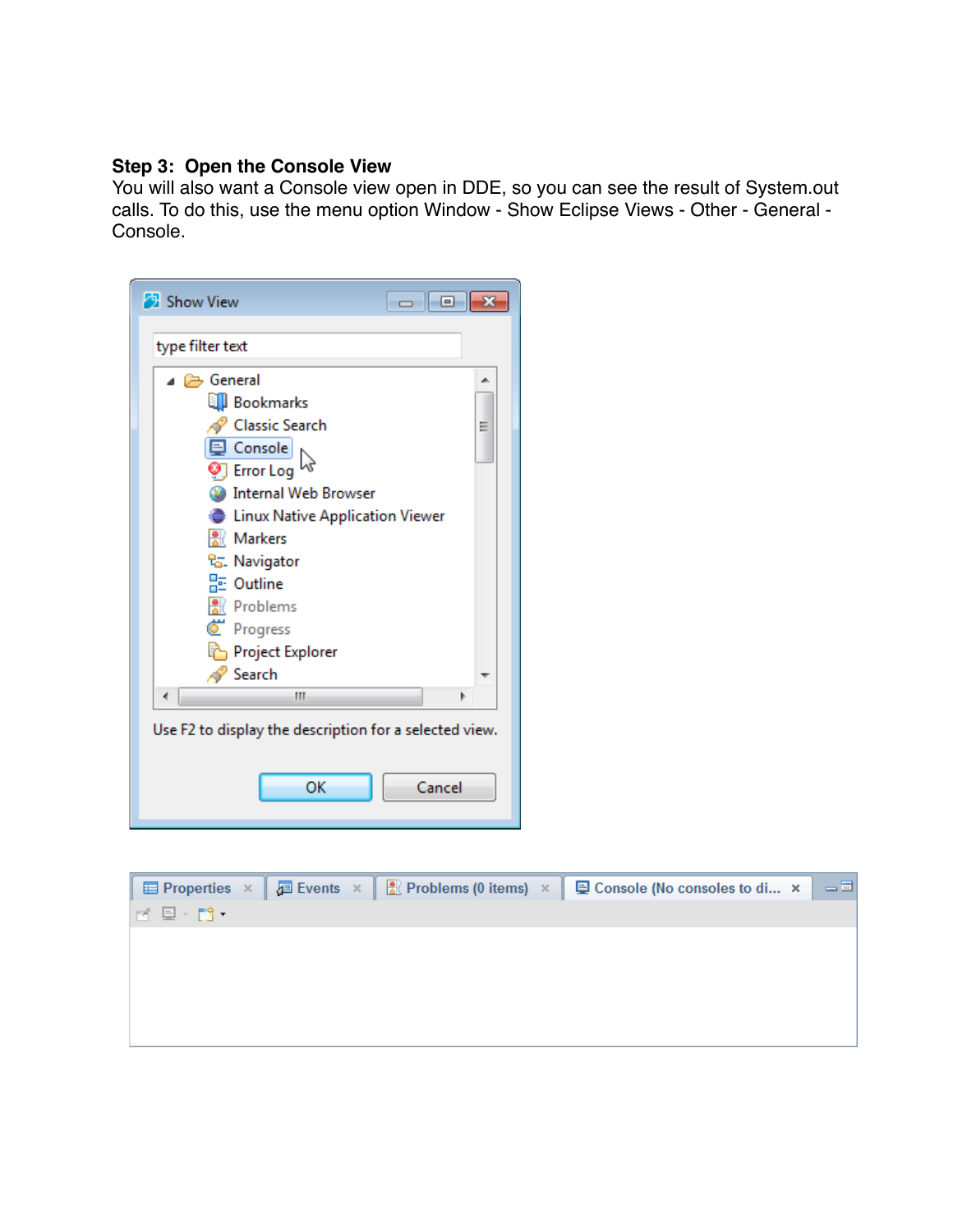**Step 3: Open the Console View**

You will also want a Console view open in DDE, so you can see the result of System.out calls. To do this, use the menu option Window - Show Eclipse Views - Other - General - Console.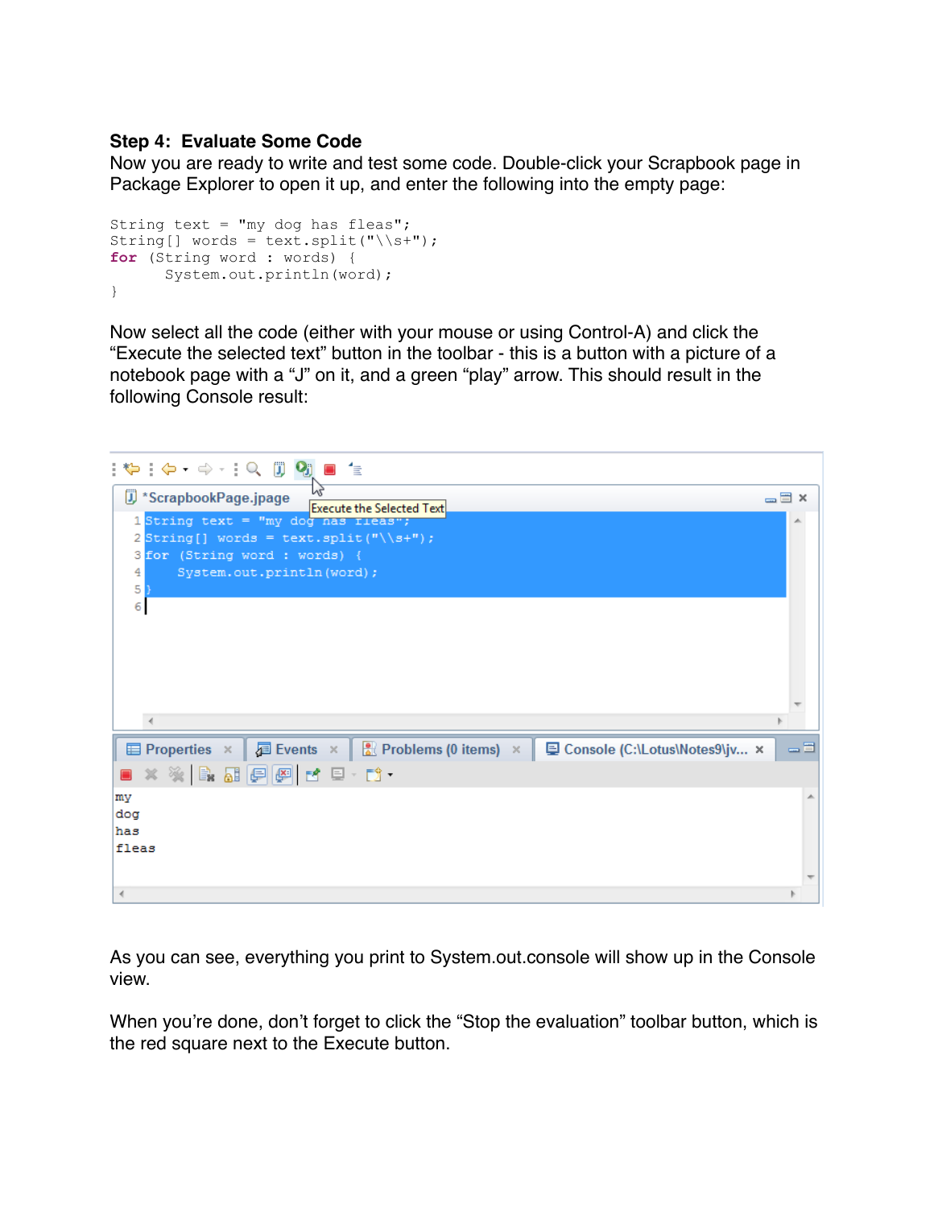**Step 4: Evaluate Some Code**

Now you are ready to write and test some code. Double-click your Scrapbook page in Package Explorer to open it up, and enter the following into the empty page:

```
String text = "my dog has fleas";
String[] words = text.split("\\s+");
for (String word : words) {
      System.out.println(word);
}
```

Now select all the code (either with your mouse or using Control-A) and click the "Execute the selected text" button in the toolbar - this is a button with a picture of a notebook page with a "J" on it, and a green "play" arrow. This should result in the following Console result:

As you can see, everything you print to System.out.console will show up in the Console view.

When you're done, don't forget to click the "Stop the evaluation" toolbar button, which is the red square next to the Execute button.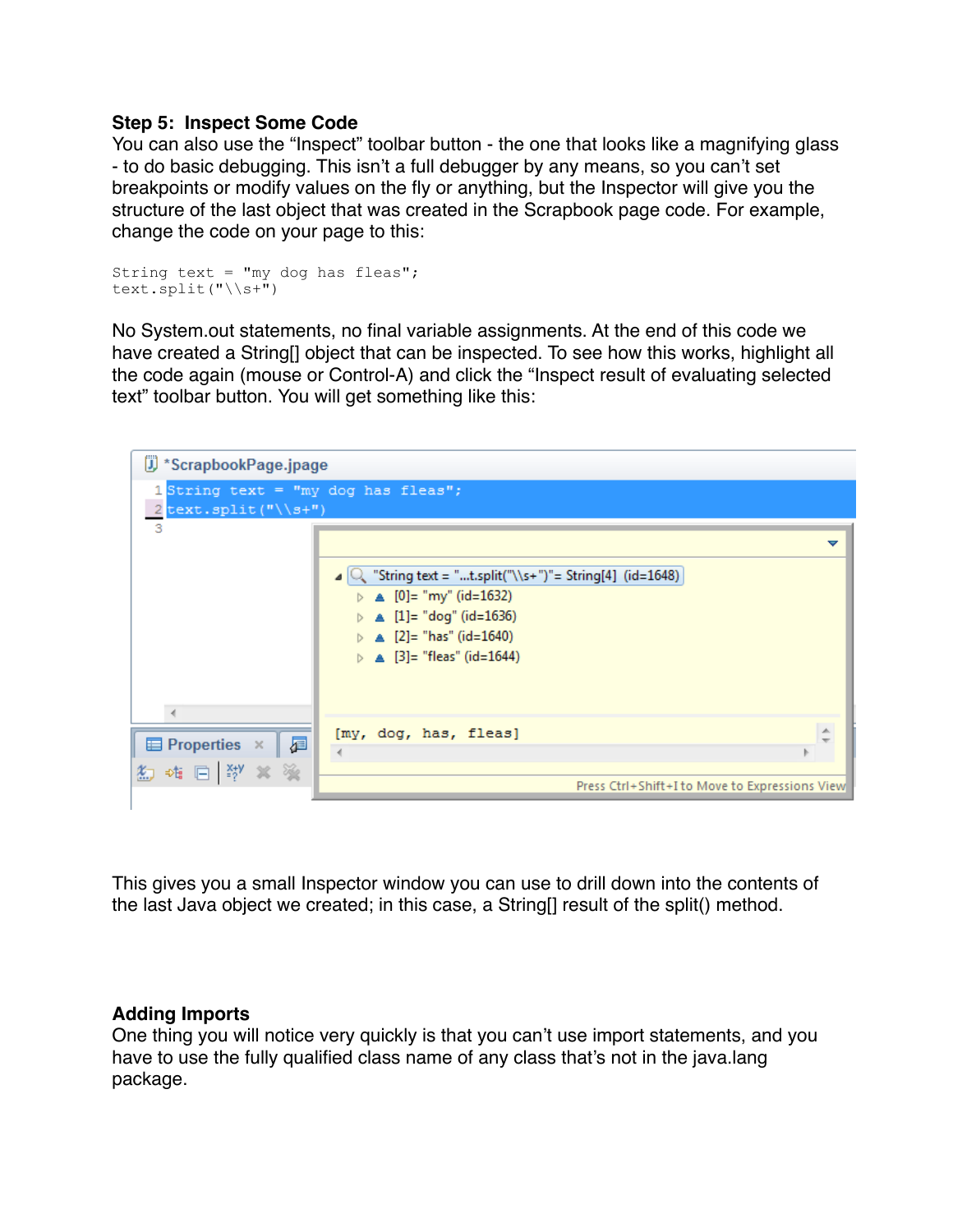**Step 5: Inspect Some Code**

You can also use the "Inspect" toolbar button - the one that looks like a magnifying glass - to do basic debugging. This isn't a full debugger by any means, so you can't set breakpoints or modify values on the fly or anything, but the Inspector will give you the structure of the last object that was created in the Scrapbook page code. For example, change the code on your page to this:

```
String text = "my dog has fleas";
text.split("\\s+")
```

No System.out statements, no final variable assignments. At the end of this code we have created a String[] object that can be inspected. To see how this works, highlight all the code again (mouse or Control-A) and click the "Inspect result of evaluating selected text" toolbar button. You will get something like this:

This gives you a small Inspector window you can use to drill down into the contents of the last Java object we created; in this case, a String[] result of the split() method.

**Adding Imports**

One thing you will notice very quickly is that you can't use import statements, and you have to use the fully qualified class name of any class that's not in the java.lang package.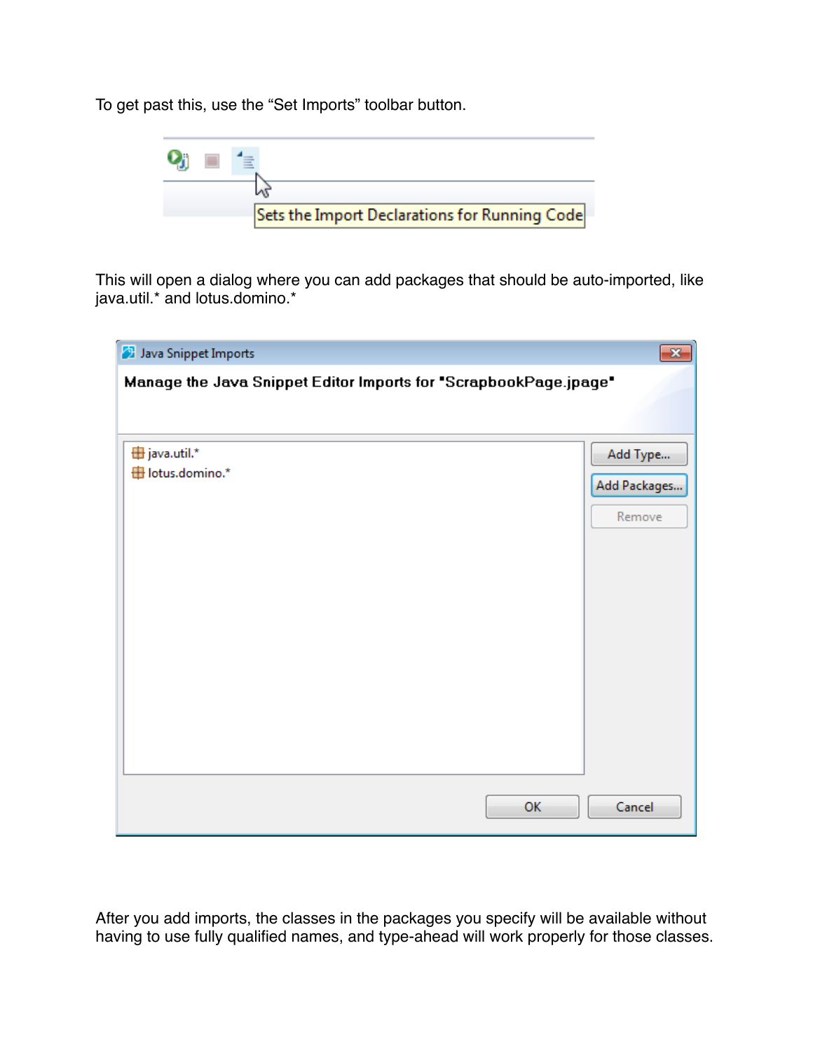To get past this, use the “Set Imports” toolbar button.

This will open a dialog where you can add packages that should be auto-imported, like java.util.* and lotus.domino.*

After you add imports, the classes in the packages you specify will be available without having to use fully qualified names, and type-ahead will work properly for those classes.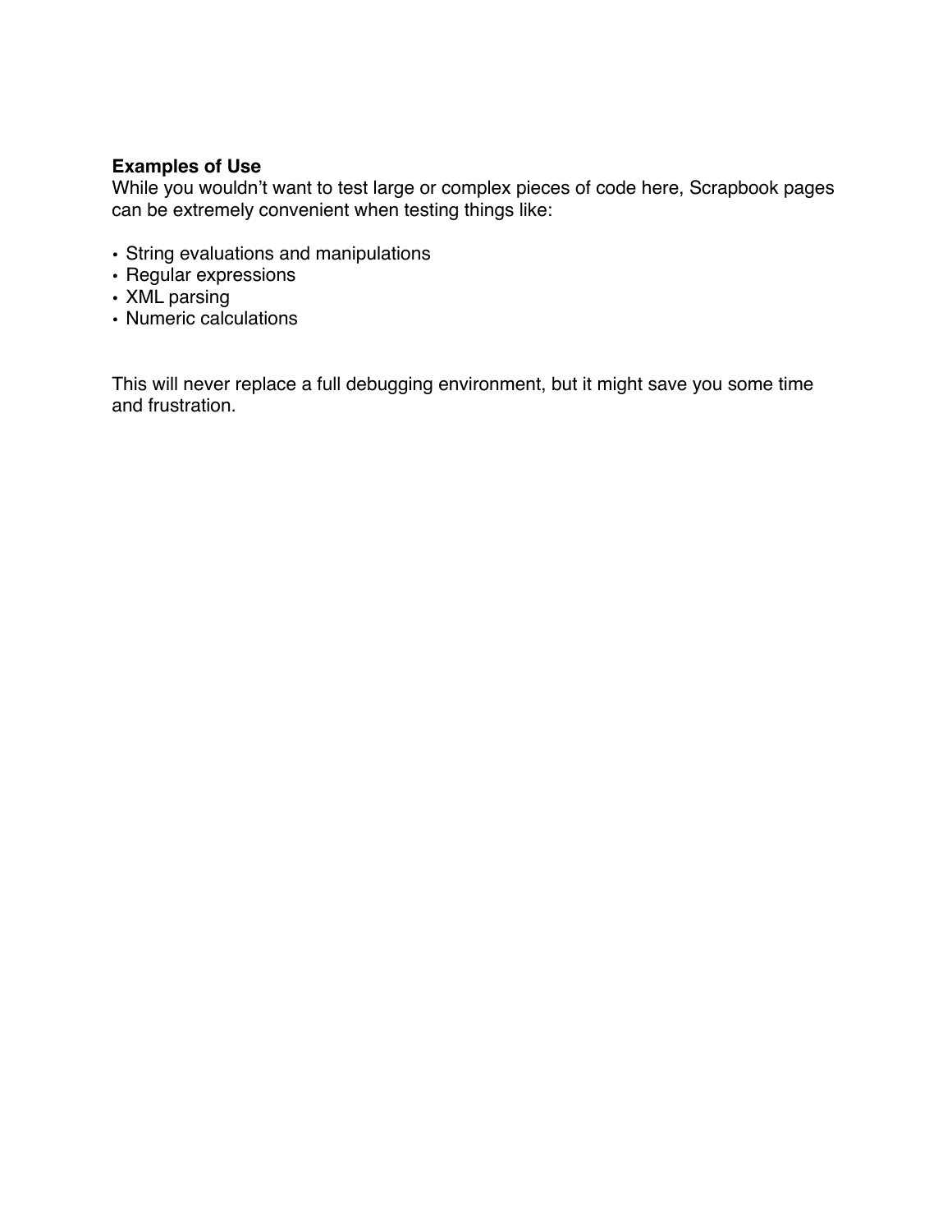**Examples of Use**
While you wouldn't want to test large or complex pieces of code here, Scrapbook pages can be extremely convenient when testing things like:

- String evaluations and manipulations
- Regular expressions
- XML parsing
- Numeric calculations

This will never replace a full debugging environment, but it might save you some time and frustration.